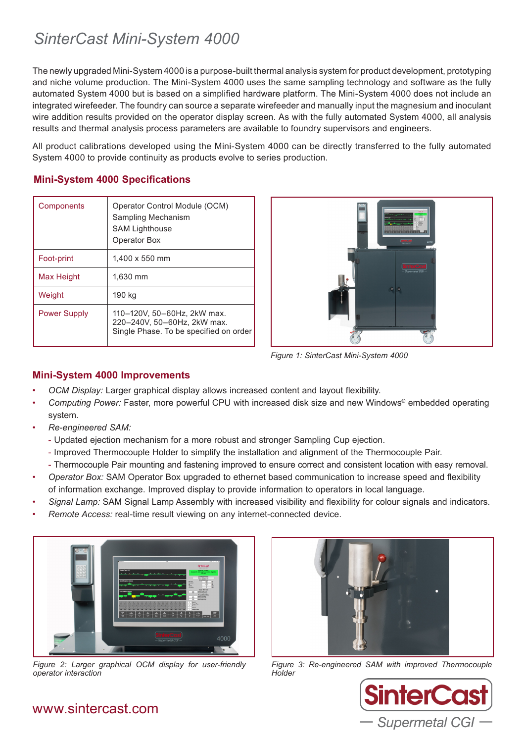# SinterCast Mini-System 4000

The newly upgraded Mini-System 4000 is a purpose-built thermal analysis system for product development, prototyping and niche volume production. The Mini-System 4000 uses the same sampling technology and software as the fully automated System 4000 but is based on a simplified hardware platform. The Mini-System 4000 does not include an integrated wirefeeder. The foundry can source a separate wirefeeder and manually input the magnesium and inoculant wire addition results provided on the operator display screen. As with the fully automated System 4000, all analysis results and thermal analysis process parameters are available to foundry supervisors and engineers.

All product calibrations developed using the Mini-System 4000 can be directly transferred to the fully automated System 4000 to provide continuity as products evolve to series production.

## Mini-System 4000 Specifications

| | |
|---|---|
| Components | Operator Control Module (OCM)<br>Sampling Mechanism<br>SAM Lighthouse<br>Operator Box |
| Foot-print | 1,400 x 550 mm |
| Max Height | 1,630 mm |
| Weight | 190 kg |
| Power Supply | 110–120V, 50–60Hz, 2kW max.<br>220–240V, 50–60Hz, 2kW max.<br>Single Phase. To be specified on order |

*Figure 1: SinterCast Mini-System 4000*

## Mini-System 4000 Improvements

- *OCM Display:* Larger graphical display allows increased content and layout flexibility.
- *Computing Power:* Faster, more powerful CPU with increased disk size and new Windows® embedded operating system.
- *Re-engineered SAM:*
  - Updated ejection mechanism for a more robust and stronger Sampling Cup ejection.
  - Improved Thermocouple Holder to simplify the installation and alignment of the Thermocouple Pair.
  - Thermocouple Pair mounting and fastening improved to ensure correct and consistent location with easy removal.
- *Operator Box:* SAM Operator Box upgraded to ethernet based communication to increase speed and flexibility of information exchange. Improved display to provide information to operators in local language.
- *Signal Lamp:* SAM Signal Lamp Assembly with increased visibility and flexibility for colour signals and indicators.
- *Remote Access:* real-time result viewing on any internet-connected device.

*Figure 2: Larger graphical OCM display for user-friendly operator interaction*

*Figure 3: Re-engineered SAM with improved Thermocouple Holder*

www.sintercast.com

SinterCast — Supermetal CGI —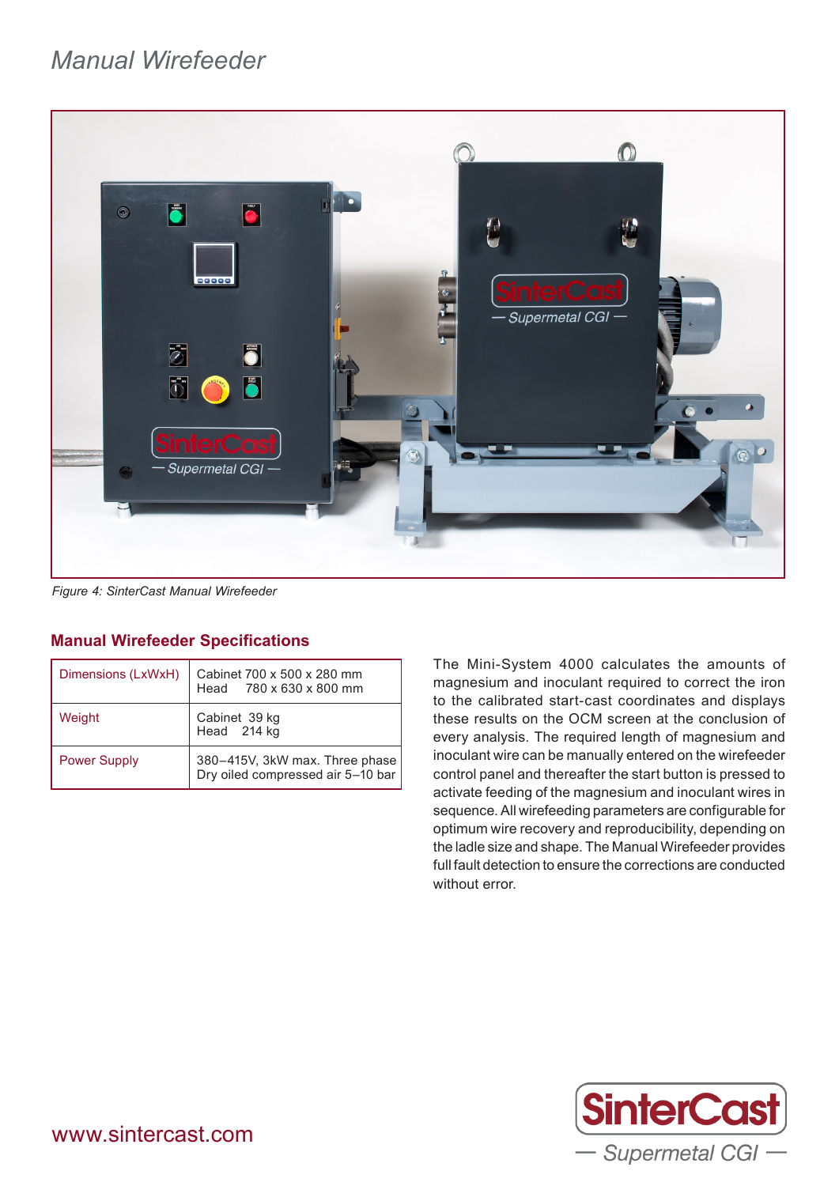# Manual Wirefeeder

*Figure 4: SinterCast Manual Wirefeeder*

## Manual Wirefeeder Specifications

| | |
|---|---|
| Dimensions (LxWxH) | Cabinet 700 x 500 x 280 mm<br>Head 780 x 630 x 800 mm |
| Weight | Cabinet 39 kg<br>Head 214 kg |
| Power Supply | 380–415V, 3kW max. Three phase<br>Dry oiled compressed air 5–10 bar |

The Mini-System 4000 calculates the amounts of magnesium and inoculant required to correct the iron to the calibrated start-cast coordinates and displays these results on the OCM screen at the conclusion of every analysis. The required length of magnesium and inoculant wire can be manually entered on the wirefeeder control panel and thereafter the start button is pressed to activate feeding of the magnesium and inoculant wires in sequence. All wirefeeding parameters are configurable for optimum wire recovery and reproducibility, depending on the ladle size and shape. The Manual Wirefeeder provides full fault detection to ensure the corrections are conducted without error.

www.sintercast.com

SinterCast — Supermetal CGI —